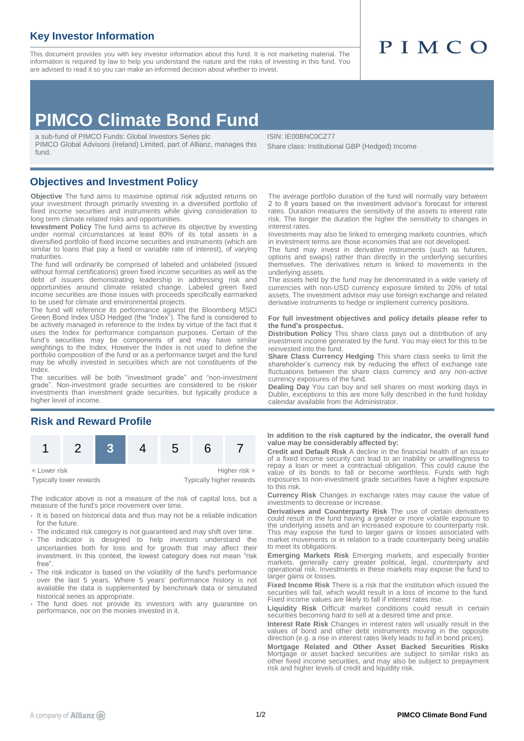## Key Investor Information

This document provides you with key investor information about this fund. It is not marketing material. The information is required by law to help you understand the nature and the risks of investing in this fund. You are advised to read it so you can make an informed decision about whether to invest.

PIMCO

# PIMCO Climate Bond Fund

a sub-fund of PIMCO Funds: Global Investors Series plc
PIMCO Global Advisors (Ireland) Limited, part of Allianz, manages this fund.

ISIN: IE00BNC0CZ77
Share class: Institutional GBP (Hedged) Income

## Objectives and Investment Policy

**Objective** The fund aims to maximise optimal risk adjusted returns on your investment through primarily investing in a diversified portfolio of fixed income securities and instruments while giving consideration to long term climate related risks and opportunities.

**Investment Policy** The fund aims to achieve its objective by investing under normal circumstances at least 80% of its total assets in a diversified portfolio of fixed income securities and instruments (which are similar to loans that pay a fixed or variable rate of interest), of varying maturities.

The fund will ordinarily be comprised of labeled and unlabeled (issued without formal certifications) green fixed income securities as well as the debt of issuers demonstrating leadership in addressing risk and opportunities around climate related change. Labeled green fixed income securities are those issues with proceeds specifically earmarked to be used for climate and environmental projects.

The fund will reference its performance against the Bloomberg MSCI Green Bond Index USD Hedged (the "Index"). The fund is considered to be actively managed in reference to the Index by virtue of the fact that it uses the Index for performance comparison purposes. Certain of the fund's securities may be components of and may have similar weightings to the Index. However the Index is not used to define the portfolio composition of the fund or as a performance target and the fund may be wholly invested in securities which are not constituents of the Index.

The securities will be both "investment grade" and "non-investment grade". Non-investment grade securities are considered to be riskier investments than investment grade securities, but typically produce a higher level of income.

The average portfolio duration of the fund will normally vary between 2 to 8 years based on the investment advisor's forecast for interest rates. Duration measures the sensitivity of the assets to interest rate risk. The longer the duration the higher the sensitivity to changes in interest rates.

Investments may also be linked to emerging markets countries, which in investment terms are those economies that are not developed.

The fund may invest in derivative instruments (such as futures, options and swaps) rather than directly in the underlying securities themselves. The derivatives return is linked to movements in the underlying assets.

The assets held by the fund may be denominated in a wide variety of currencies with non-USD currency exposure limited to 20% of total assets. The investment advisor may use foreign exchange and related derivative instruments to hedge or implement currency positions.

**For full investment objectives and policy details please refer to the fund's prospectus.**

**Distribution Policy** This share class pays out a distribution of any investment income generated by the fund. You may elect for this to be reinvested into the fund.

**Share Class Currency Hedging** This share class seeks to limit the shareholder's currency risk by reducing the effect of exchange rate fluctuations between the share class currency and any non-active currency exposures of the fund.

**Dealing Day** You can buy and sell shares on most working days in Dublin, exceptions to this are more fully described in the fund holiday calendar available from the Administrator.

## Risk and Reward Profile

| 1 | 2 | **3** | 4 | 5 | 6 | 7 |
|---|---|---|---|---|---|---|

< Lower risk — Higher risk >
Typically lower rewards — Typically higher rewards

The indicator above is not a measure of the risk of capital loss, but a measure of the fund's price movement over time.

- It is based on historical data and thus may not be a reliable indication for the future.
- The indicated risk category is not guaranteed and may shift over time.
- The indicator is designed to help investors understand the uncertainties both for loss and for growth that may affect their investment. In this context, the lowest category does not mean "risk free".
- The risk indicator is based on the volatility of the fund's performance over the last 5 years. Where 5 years' performance history is not available the data is supplemented by benchmark data or simulated historical series as appropriate.
- The fund does not provide its investors with any guarantee on performance, nor on the monies invested in it.

**In addition to the risk captured by the indicator, the overall fund value may be considerably affected by:**

**Credit and Default Risk** A decline in the financial health of an issuer of a fixed income security can lead to an inability or unwillingness to repay a loan or meet a contractual obligation. This could cause the value of its bonds to fall or become worthless. Funds with high exposures to non-investment grade securities have a higher exposure to this risk.

**Currency Risk** Changes in exchange rates may cause the value of investments to decrease or increase.

**Derivatives and Counterparty Risk** The use of certain derivatives could result in the fund having a greater or more volatile exposure to the underlying assets and an increased exposure to counterparty risk. This may expose the fund to larger gains or losses associated with market movements or in relation to a trade counterparty being unable to meet its obligations.

**Emerging Markets Risk** Emerging markets, and especially frontier markets, generally carry greater political, legal, counterparty and operational risk. Investments in these markets may expose the fund to larger gains or losses.

**Fixed Income Risk** There is a risk that the institution which issued the securities will fail, which would result in a loss of income to the fund. Fixed income values are likely to fall if interest rates rise.

**Liquidity Risk** Difficult market conditions could result in certain securities becoming hard to sell at a desired time and price.

**Interest Rate Risk** Changes in interest rates will usually result in the values of bond and other debt instruments moving in the opposite direction (e.g. a rise in interest rates likely leads to fall in bond prices).

**Mortgage Related and Other Asset Backed Securities Risks** Mortgage or asset backed securities are subject to similar risks as other fixed income securities, and may also be subject to prepayment risk and higher levels of credit and liquidity risk.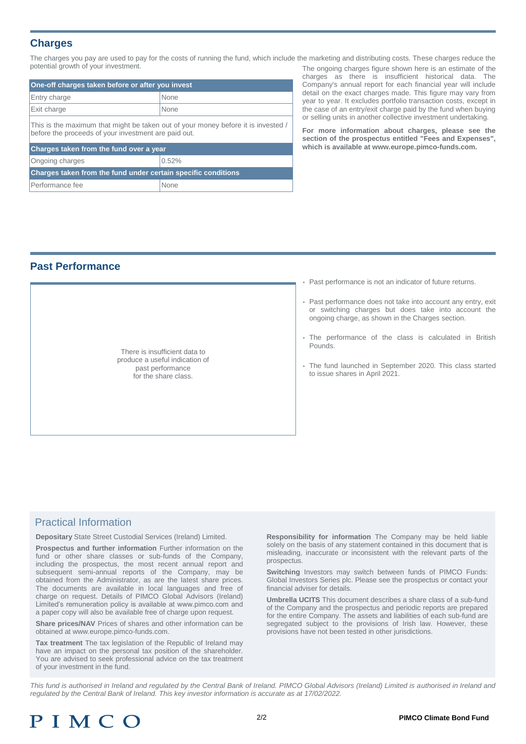## Charges

The charges you pay are used to pay for the costs of running the fund, which include the marketing and distributing costs. These charges reduce the potential growth of your investment.

| One-off charges taken before or after you invest | |
|---|---|
| Entry charge | None |
| Exit charge | None |

This is the maximum that might be taken out of your money before it is invested / before the proceeds of your investment are paid out.

| Charges taken from the fund over a year | |
|---|---|
| Ongoing charges | 0.52% |
| **Charges taken from the fund under certain specific conditions** | |
| Performance fee | None |

The ongoing charges figure shown here is an estimate of the charges as there is insufficient historical data. The Company's annual report for each financial year will include detail on the exact charges made. This figure may vary from year to year. It excludes portfolio transaction costs, except in the case of an entry/exit charge paid by the fund when buying or selling units in another collective investment undertaking.

**For more information about charges, please see the section of the prospectus entitled "Fees and Expenses", which is available at www.europe.pimco-funds.com.**

## Past Performance

There is insufficient data to produce a useful indication of past performance for the share class.

- Past performance is not an indicator of future returns.
- Past performance does not take into account any entry, exit or switching charges but does take into account the ongoing charge, as shown in the Charges section.
- The performance of the class is calculated in British Pounds.
- The fund launched in September 2020. This class started to issue shares in April 2021.

## Practical Information

**Depositary** State Street Custodial Services (Ireland) Limited.

**Prospectus and further information** Further information on the fund or other share classes or sub-funds of the Company, including the prospectus, the most recent annual report and subsequent semi-annual reports of the Company, may be obtained from the Administrator, as are the latest share prices. The documents are available in local languages and free of charge on request. Details of PIMCO Global Advisors (Ireland) Limited's remuneration policy is available at www.pimco.com and a paper copy will also be available free of charge upon request.

**Share prices/NAV** Prices of shares and other information can be obtained at www.europe.pimco-funds.com.

**Tax treatment** The tax legislation of the Republic of Ireland may have an impact on the personal tax position of the shareholder. You are advised to seek professional advice on the tax treatment of your investment in the fund.

**Responsibility for information** The Company may be held liable solely on the basis of any statement contained in this document that is misleading, inaccurate or inconsistent with the relevant parts of the prospectus.

**Switching** Investors may switch between funds of PIMCO Funds: Global Investors Series plc. Please see the prospectus or contact your financial adviser for details.

**Umbrella UCITS** This document describes a share class of a sub-fund of the Company and the prospectus and periodic reports are prepared for the entire Company. The assets and liabilities of each sub-fund are segregated subject to the provisions of Irish law. However, these provisions have not been tested in other jurisdictions.

*This fund is authorised in Ireland and regulated by the Central Bank of Ireland. PIMCO Global Advisors (Ireland) Limited is authorised in Ireland and regulated by the Central Bank of Ireland. This key investor information is accurate as at 17/02/2022.*